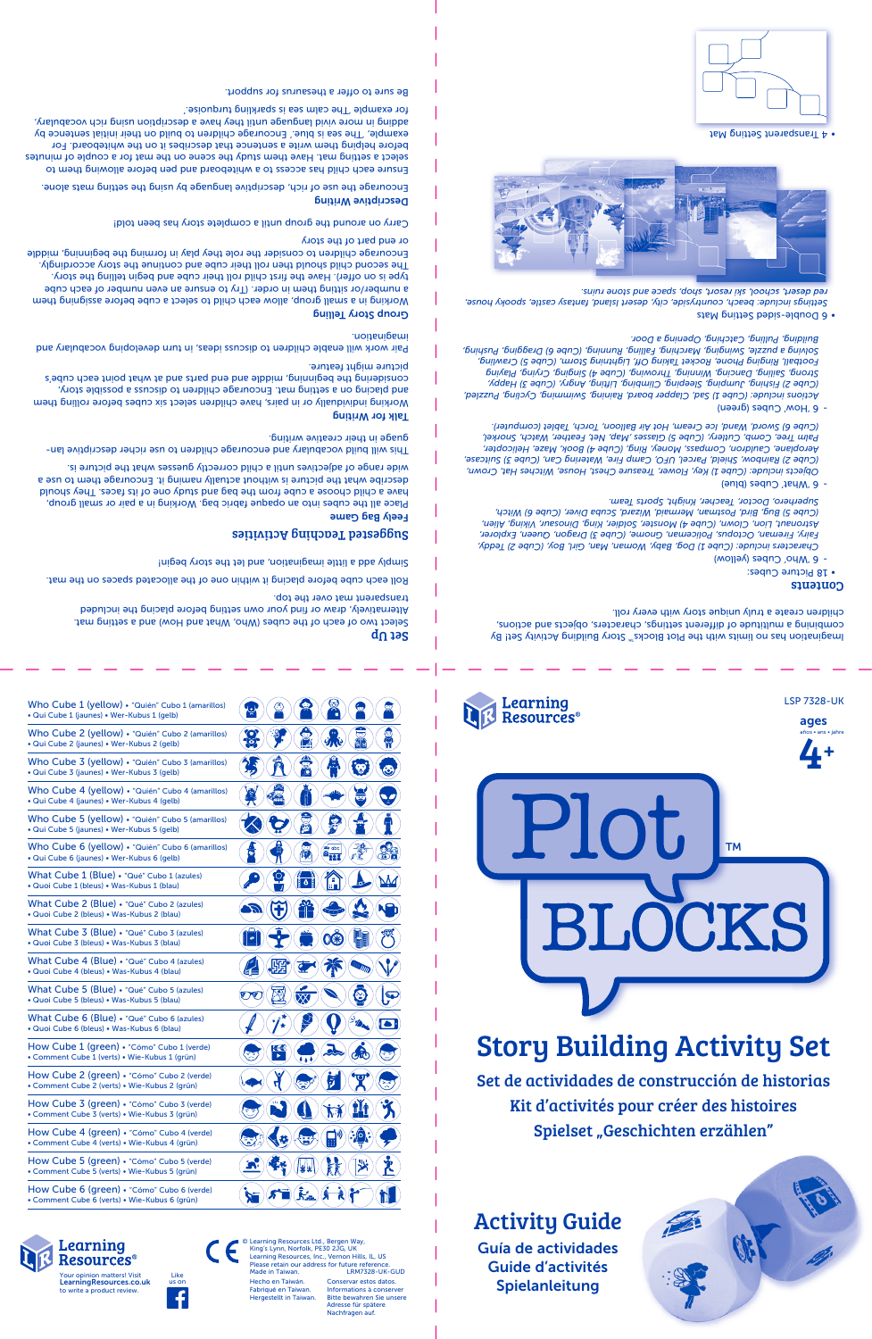Imagination has no limits with the Plot Blocks™ Story Building Activity Set! By combining a multitude of different settings, characters, objects and actions, children create a truly unique story with every roll.

## Contents

- 18 Picture Cubes:
  - 6 'Who' Cubes (yellow)

    Characters include: (Cube 1) Dog, Baby, Woman, Man, Girl, Boy, (Cube 2) Teddy, Fairy, Fireman, Octopus, Policeman, Gnome, (Cube 3) Dragon, Queen, Explorer, Astronaut, Lion, Clown, (Cube 4) Monster, Soldier, King, Dinosaur, Viking, Alien, (Cube 5) Bug, Bird, Postman, Mermaid, Wizard, Scuba Diver, (Cube 6) Witch, Superhero, Doctor, Teacher, Knight, Sports Team.
  - 6 'What' Cubes (blue)

    Objects include: (Cube 1) Key, Flower, Treasure Chest, House, Witches Hat, Crown, (Cube 2) Rainbow, Shield, Parcel, UFO, Camp Fire, Watering Can, (Cube 3) Suitcase, Aeroplane, Cauldron, Compass, Money, Ring, (Cube 4) Book, Maze, Helicopter, Palm Tree, Comb, Cutlery, (Cube 5) Glasses, Map, Net, Feather, Watch, Snorkel, (Cube 6) Sword, Wand, Ice Cream, Hot Air Balloon, Torch, Tablet (computer).
  - 6 'How' Cubes (green)

    Actions include: (Cube 1) Sad, Clapper board, Raining, Swimming, Cycling, Puzzled, (Cube 2) Fishing, Jumping, Sleeping, Climbing, Lifting, Angry, (Cube 3) Happy, Strong, Sailing, Dancing, Winning, Throwing, (Cube 4) Singing, Crying, Playing Football, Ringing Phone, Rocket Taking Off, Lightning Storm, (Cube 5) Crawling, Solving a puzzle, Swinging, Marching, Falling, Running, (Cube 6) Dragging, Pushing, Building, Pulling, Catching, Opening a Door.
- 6 Double-sided Setting Mats

  Settings include: beach, countryside, city, desert island, fantasy castle, spooky house, red desert, school, ski resort, shop, space and stone ruins.
- 4 Transparent Setting Mat

## Set Up

Select two or each of the cubes (Who, What and How) and a setting mat. Alternatively, draw or find your own setting before placing the included transparent mat over the top.

Roll each cube before placing it within one of the allocated spaces on the mat.

Simply add a little imagination, and let the story begin!

## Suggested Teaching Activities

### Feely Bag Game

Place all the cubes into an opaque fabric bag. Working in a pair or small group, have a child choose a cube from the bag and study one of its faces. They should describe what the picture is without actually naming it. Encourage them to use a wide range of adjectives until a child correctly guesses what the picture is.

This will build vocabulary and encourage children to use richer descriptive language in their creative writing.

### Talk for Writing

Working individually or in pairs, have children select six cubes before rolling them and placing them on a setting mat. Encourage children to discuss a possible story, considering the beginning, middle and end parts and at what point each cube's picture might feature.

Pair work will enable children to discuss ideas, in turn developing vocabulary and imagination.

### Group Story Telling

Working in a small group, allow each child to select a cube before assigning them a number/or sitting them in order. (Try to ensure an even number of each cube type is on offer). Have the first child roll their cube and begin telling the story. The second child should then roll their cube and continue the story accordingly. Encourage children to consider the role they play in forming the beginning, middle or end part of the story.

Carry on around the group until a complete story has been told!

### Descriptive Writing

Encourage the use of rich, descriptive language by using the setting mats alone.

Ensure each child has access to a whiteboard and pen before allowing them to select a setting mat. Have them study the scene on the mat for a couple of minutes before helping them write a sentence that describes it on the whiteboard. For example, 'The sea is blue.' Encourage children to build on their initial sentence by adding in more vivid language until they have a description using rich vocabulary, for example 'The calm sea is sparkling turquoise.'

Be sure to offer a thesaurus for support.

---

| | |
|---|---|
| Who Cube 1 (yellow) • "Quién" Cubo 1 (amarillos) • Qui Cube 1 (jaunes) • Wer-Kubus 1 (gelb) | |
| Who Cube 2 (yellow) • "Quién" Cubo 2 (amarillos) • Qui Cube 2 (jaunes) • Wer-Kubus 2 (gelb) | |
| Who Cube 3 (yellow) • "Quién" Cubo 3 (amarillos) • Qui Cube 3 (jaunes) • Wer-Kubus 3 (gelb) | |
| Who Cube 4 (yellow) • "Quién" Cubo 4 (amarillos) • Qui Cube 4 (jaunes) • Wer-Kubus 4 (gelb) | |
| Who Cube 5 (yellow) • "Quién" Cubo 5 (amarillos) • Qui Cube 5 (jaunes) • Wer-Kubus 5 (gelb) | |
| Who Cube 6 (yellow) • "Quién" Cubo 6 (amarillos) • Qui Cube 6 (jaunes) • Wer-Kubus 6 (gelb) | |
| What Cube 1 (Blue) • "Qué" Cubo 1 (azules) • Quoi Cube 1 (bleus) • Was-Kubus 1 (blau) | |
| What Cube 2 (Blue) • "Qué" Cubo 2 (azules) • Quoi Cube 2 (bleus) • Was-Kubus 2 (blau) | |
| What Cube 3 (Blue) • "Qué" Cubo 3 (azules) • Quoi Cube 3 (bleus) • Was-Kubus 3 (blau) | |
| What Cube 4 (Blue) • "Qué" Cubo 4 (azules) • Quoi Cube 4 (bleus) • Was-Kubus 4 (blau) | |
| What Cube 5 (Blue) • "Qué" Cubo 5 (azules) • Quoi Cube 5 (bleus) • Was-Kubus 5 (blau) | |
| What Cube 6 (Blue) • "Qué" Cubo 6 (azules) • Quoi Cube 6 (bleus) • Was-Kubus 6 (blau) | |
| How Cube 1 (green) • "Cómo" Cubo 1 (verde) • Comment Cube 1 (verts) • Wie-Kubus 1 (grün) | |
| How Cube 2 (green) • "Cómo" Cubo 2 (verde) • Comment Cube 2 (verts) • Wie-Kubus 2 (grün) | |
| How Cube 3 (green) • "Cómo" Cubo 3 (verde) • Comment Cube 3 (verts) • Wie-Kubus 3 (grün) | |
| How Cube 4 (green) • "Cómo" Cubo 4 (verde) • Comment Cube 4 (verts) • Wie-Kubus 4 (grün) | |
| How Cube 5 (green) • "Cómo" Cubo 5 (verde) • Comment Cube 5 (verts) • Wie-Kubus 5 (grün) | |
| How Cube 6 (green) • "Cómo" Cubo 6 (verde) • Comment Cube 6 (verts) • Wie-Kubus 6 (grün) | |

Learning Resources®

Your opinion matters! Visit LearningResources.co.uk to write a product review.

Like us on

© Learning Resources Ltd., Bergen Way, King's Lynn, Norfolk, PE30 2JG, UK
Learning Resources, Inc., Vernon Hills, IL, US
Please retain our address for future reference.
Made in Taiwan. LRM7328-UK-GUD
Hecho en Taiwán. Conservar estos datos.
Fabriqué en Taiwan. Informations à conserver
Hergestellt in Taiwan. Bitte bewahren Sie unsere Adresse für spätere Nachfragen auf.

---

Learning Resources®

LSP 7328-UK

ages
años • ans • Jahre
4+

# Plot BLOCKS™

## Story Building Activity Set

Set de actividades de construcción de historias

Kit d'activités pour créer des histoires

Spielset „Geschichten erzählen"

## Activity Guide

Guía de actividades

Guide d'activités

Spielanleitung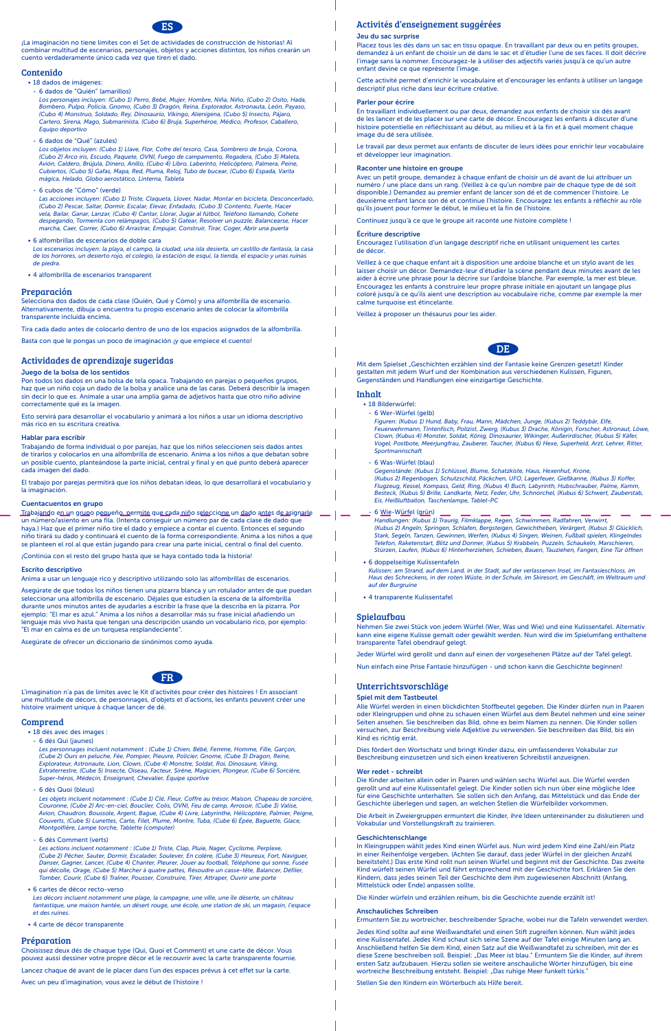# ES

¡La imaginación no tiene límites con el Set de actividades de construcción de historias! Al combinar multitud de escenarios, personajes, objetos y acciones distintos, los niños crearán un cuento verdaderamente único cada vez que tiren el dado.

## Contenido

- 18 dados de imágenes:
  - 6 dados de "Quién" (amarillos)
    *Los personajes incluyen: (Cubo 1) Perro, Bebé, Mujer, Hombre, Niña, Niño, (Cubo 2) Osito, Hada, Bombero, Pulpo, Policía, Gnomo, (Cubo 3) Dragón, Reina, Explorador, Astronauta, León, Payaso, (Cubo 4) Monstruo, Soldado, Rey, Dinosaurio, Vikingo, Alienígena, (Cubo 5) Insecto, Pájaro, Cartero, Sirena, Mago, Submarinista, (Cubo 6) Bruja, Superhéroe, Médico, Profesor, Caballero, Equipo deportivo*
  - 6 dados de "Qué" (azules)
    *Los objetos incluyen: (Cubo 1) Llave, Flor, Cofre del tesoro, Casa, Sombrero de bruja, Corona, (Cubo 2) Arco iris, Escudo, Paquete, OVNI, Fuego de campamento, Regadera, (Cubo 3) Maleta, Avión, Caldero, Brújula, Dinero, Anillo, (Cubo 4) Libro, Laberinto, Helicóptero, Palmera, Peine, Cubiertos, (Cubo 5) Gafas, Mapa, Red, Pluma, Reloj, Tubo de bucear, (Cubo 6) Espada, Varita mágica, Helado, Globo aerostático, Linterna, Tableta*
  - 6 cubos de "Cómo" (verde)
    *Las acciones incluyen: (Cubo 1) Triste, Claqueta, Llover, Nadar, Montar en bicicleta, Desconcertado, (Cubo 2) Pescar, Saltar, Dormir, Escalar, Elevar, Enfadado, (Cubo 3) Contento, Fuerte, Hacer vela, Bailar, Ganar, Lanzar, (Cubo 4) Cantar, Llorar, Jugar al fútbol, Teléfono llamando, Cohete despegando, Tormenta con relámpagos, (Cubo 5) Gatear, Resolver un puzzle, Balancearse, Hacer marcha, Caer, Correr, (Cubo 6) Arrastrar, Empujar, Construir, Tirar, Coger, Abrir una puerta*
- 6 alfombrillas de escenarios de doble cara
  *Los escenarios incluyen: la playa, el campo, la ciudad, una isla desierta, un castillo de fantasía, la casa de los horrores, un desierto rojo, el colegio, la estación de esquí, la tienda, el espacio y unas ruinas de piedra.*
- 4 alfombrilla de escenarios transparent

## Preparación

Selecciona dos dados de cada clase (Quién, Qué y Cómo) y una alfombrilla de escenario. Alternativamente, dibuja o encuentra tu propio escenario antes de colocar la alfombrilla transparente incluida encima.

Tira cada dado antes de colocarlo dentro de uno de los espacios asignados de la alfombrilla.

Basta con que le pongas un poco de imaginación ¡y que empiece el cuento!

## Actividades de aprendizaje sugeridas

### Juego de la bolsa de los sentidos

Pon todos los dados en una bolsa de tela opaca. Trabajando en parejas o pequeños grupos, haz que un niño coja un dado de la bolsa y analice una de las caras. Deberá describir la imagen sin decir lo que es. Anímale a usar una amplia gama de adjetivos hasta que otro niño adivine correctamente qué es la imagen.

Esto servirá para desarrollar el vocabulario y animará a los niños a usar un idioma descriptivo más rico en su escritura creativa.

### Hablar para escribir

Trabajando de forma individual o por parejas, haz que los niños seleccionen seis dados antes de tirarlos y colocarlos en una alfombrilla de escenario. Anima a los niños a que debatan sobre un posible cuento, planteándose la parte inicial, central y final y en qué punto deberá aparecer cada imagen del dado.

El trabajo por parejas permitirá que los niños debatan ideas, lo que desarrollará el vocabulario y la imaginación.

### Cuentacuentos en grupo

Trabajando en un grupo pequeño, permite que cada niño seleccione un dado antes de asignarle un número/asiento en una fila. (Intenta conseguir un número par de cada clase de dado que haya.) Haz que el primer niño tire el dado y empiece a contar el cuento. Entonces el segundo niño tirará su dado y continuará el cuento de la forma correspondiente. Anima a los niños a que se planteen el rol al que están jugando para crear una parte inicial, central o final del cuento.

¡Continúa con el resto del grupo hasta que se haya contado toda la historia!

### Escrito descriptivo

Anima a usar un lenguaje rico y descriptivo utilizando solo las alfombrillas de escenarios.

Asegúrate de que todos los niños tienen una pizarra blanca y un rotulador antes de que puedan seleccionar una alfombrilla de escenario. Déjales que estudien la escena de la alfombrilla durante unos minutos antes de ayudarles a escribir la frase que la describa en la pizarra. Por ejemplo: "El mar es azul." Anima a los niños a desarrollar más su frase inicial añadiendo un lenguaje más vivo hasta que tengan una descripción usando un vocabulario rico, por ejemplo: "El mar en calma es de un turquesa resplandeciente".

Asegúrate de ofrecer un diccionario de sinónimos como ayuda.

# FR

L'imagination n'a pas de limites avec le Kit d'activités pour créer des histoires ! En associant une multitude de décors, de personnages, d'objets et d'actions, les enfants peuvent créer une histoire vraiment unique à chaque lancer de dé.

## Comprend

- 18 dés avec des images :
  - 6 dés Qui (jaunes)
    *Les personnages incluent notamment : (Cube 1) Chien, Bébé, Femme, Homme, Fille, Garçon, (Cube 2) Ours en peluche, Fée, Pompier, Pieuvre, Policier, Gnome, (Cube 3) Dragon, Reine, Explorateur, Astronaute, Lion, Clown, (Cube 4) Monstre, Soldat, Roi, Dinosaure, Viking, Extraterrestre, (Cube 5) Insecte, Oiseau, Facteur, Sirène, Magicien, Plongeur, (Cube 6) Sorcière, Super-héros, Médecin, Enseignant, Chevalier, Équipe sportive*
  - 6 dés Quoi (bleus)
    *Les objets incluent notamment : (Cube 1) Clé, Fleur, Coffre au trésor, Maison, Chapeau de sorcière, Couronne, (Cube 2) Arc-en-ciel, Bouclier, Colis, OVNI, Feu de camp, Arrosoir, (Cube 3) Valise, Avion, Chaudron, Boussole, Argent, Bague, (Cube 4) Livre, Labyrinthe, Hélicoptère, Palmier, Peigne, Couverts, (Cube 5) Lunettes, Carte, Filet, Plume, Montre, Tuba, (Cube 6) Épée, Baguette, Glace, Montgolfière, Lampe torche, Tablette (computer)*
  - 6 dés Comment (verts)
    *Les actions incluent notamment : (Cube 1) Triste, Clap, Pluie, Nager, Cyclisme, Perplexe, (Cube 2) Pêcher, Sauter, Dormir, Escalader, Soulever, En colère, (Cube 3) Heureux, Fort, Naviguer, Danser, Gagner, Lancer, (Cube 4) Chanter, Pleurer, Jouer au football, Téléphone qui sonne, Fusée qui décolle, Orage, (Cube 5) Marcher à quatre pattes, Résoudre un casse-tête, Balancer, Défiler, Tomber, Courir, (Cube 6) Traîner, Pousser, Construire, Tirer, Attraper, Ouvrir une porte*
- 6 cartes de décor recto-verso
  *Les décors incluent notamment une plage, la campagne, une ville, une île déserte, un château fantastique, une maison hantée, un désert rouge, une école, une station de ski, un magasin, l'espace et des ruines.*
- 4 carte de décor transparente

## Préparation

Choisissez deux dés de chaque type (Qui, Quoi et Comment) et une carte de décor. Vous pouvez aussi dessiner votre propre décor et le recouvrir avec la carte transparente fournie.

Lancez chaque dé avant de le placer dans l'un des espaces prévus à cet effet sur la carte.

Avec un peu d'imagination, vous avez le début de l'histoire !

## Activités d'enseignement suggérées

### Jeu du sac surprise

Placez tous les dés dans un sac en tissu opaque. En travaillant par deux ou en petits groupes, demandez à un enfant de choisir un dé dans le sac et d'étudier l'une de ses faces. Il doit décrire l'image sans la nommer. Encouragez-le à utiliser des adjectifs variés jusqu'à ce qu'un autre enfant devine ce que représente l'image.

Cette activité permet d'enrichir le vocabulaire et d'encourager les enfants à utiliser un langage descriptif plus riche dans leur écriture créative.

### Parler pour écrire

En travaillant individuellement ou par deux, demandez aux enfants de choisir six dés avant de les lancer et de les placer sur une carte de décor. Encouragez les enfants à discuter d'une histoire potentielle en réfléchissant au début, au milieu et à la fin et à quel moment chaque image du dé sera utilisée.

Le travail par deux permet aux enfants de discuter de leurs idées pour enrichir leur vocabulaire et développer leur imagination.

### Raconter une histoire en groupe

Avec un petit groupe, demandez à chaque enfant de choisir un dé avant de lui attribuer un numéro / une place dans un rang. (Veillez à ce qu'un nombre pair de chaque type de dé soit disponible.) Demandez au premier enfant de lancer son dé et de commencer l'histoire. Le deuxième enfant lance son dé et continue l'histoire. Encouragez les enfants à réfléchir au rôle qu'ils jouent pour former le début, le milieu et la fin de l'histoire.

Continuez jusqu'à ce que le groupe ait raconté une histoire complète !

### Écriture descriptive

Encouragez l'utilisation d'un langage descriptif riche en utilisant uniquement les cartes de décor.

Veillez à ce que chaque enfant ait à disposition une ardoise blanche et un stylo avant de les laisser choisir un décor. Demandez-leur d'étudier la scène pendant deux minutes avant de les aider à écrire une phrase pour la décrire sur l'ardoise blanche. Par exemple, la mer est bleue. Encouragez les enfants à construire leur propre phrase initiale en ajoutant un langage plus coloré jusqu'à ce qu'ils aient une description au vocabulaire riche, comme par exemple la mer calme turquoise est étincelante.

Veillez à proposer un thésaurus pour les aider.

# DE

Mit dem Spielset „Geschichten erzählen sind der Fantasie keine Grenzen gesetzt! Kinder gestalten mit jedem Wurf und der Kombination aus verschiedenen Kulissen, Figuren, Gegenständen und Handlungen eine einzigartige Geschichte.

## Inhalt

- 18 Bilderwürfel:
  - 6 Wer-Würfel (gelb)
    *Figuren: (Kubus 1) Hund, Baby, Frau, Mann, Mädchen, Junge, (Kubus 2) Teddybär, Elfe, Feuerwehrmann, Tintenfisch, Polizist, Zwerg, (Kubus 3) Drache, Königin, Forscher, Astronaut, Löwe, Clown, (Kubus 4) Monster, Soldat, König, Dinosaurier, Wikinger, Außerirdischer, (Kubus 5) Käfer, Vogel, Postbote, Meerjungfrau, Zauberer, Taucher, (Kubus 6) Hexe, Superheld, Arzt, Lehrer, Ritter, Sportmannschaft*
  - 6 Was-Würfel (blau)
    *Gegenstände: (Kubus 1) Schlüssel, Blume, Schatzkiste, Haus, Hexenhut, Krone, (Kubus 2) Regenbogen, Schutzschild, Päckchen, UFO, Lagerfeuer, Gießkanne, (Kubus 3) Koffer, Flugzeug, Kessel, Kompass, Geld, Ring, (Kubus 4) Buch, Labyrinth, Hubschrauber, Palme, Kamm, Besteck, (Kubus 5) Brille, Landkarte, Netz, Feder, Uhr, Schnorchel, (Kubus 6) Schwert, Zauberstab, Eis, Heißluftballon, Taschenlampe, Tablet-PC*
  - 6 Wie-Würfel (grün)
    *Handlungen: (Kubus 1) Traurig, Filmklappe, Regen, Schwimmen, Radfahren, Verwirrt, (Kubus 2) Angeln, Springen, Schlafen, Bergsteigen, Gewichtheben, Verärgert, (Kubus 3) Glücklich, Stark, Segeln, Tanzen, Gewinnen, Werfen, (Kubus 4) Singen, Weinen, Fußball spielen, Klingelndes Telefon, Raketenstart, Blitz und Donner, (Kubus 5) Krabbeln, Puzzeln, Schaukeln, Marschieren, Stürzen, Laufen, (Kubus 6) Hinterherziehen, Schieben, Bauen, Tauziehen, Fangen, Eine Tür öffnen*
- 6 doppelseitige Kulissentafeln
  *Kulissen: am Strand, auf dem Land, in der Stadt, auf der verlassenen Insel, im Fantasieschloss, im Haus des Schreckens, in der roten Wüste, in der Schule, im Skiresort, im Geschäft, im Weltraum und auf der Burgruine*
- 4 transparente Kulissentafel

## Spielaufbau

Nehmen Sie zwei Stück von jedem Würfel (Wer, Was und Wie) und eine Kulissentafel. Alternativ kann eine eigene Kulisse gemalt oder gewählt werden. Nun wird die im Spielumfang enthaltene transparente Tafel obendrauf gelegt.

Jeder Würfel wird gerollt und dann auf einen der vorgesehenen Plätze auf der Tafel gelegt.

Nun einfach eine Prise Fantasie hinzufügen - und schon kann die Geschichte beginnen!

## Unterrichtsvorschläge

### Spiel mit dem Tastbeutel

Alle Würfel werden in einen blickdichten Stoffbeutel gegeben. Die Kinder dürfen nun in Paaren oder Kleingruppen und ohne zu schauen einen Würfel aus dem Beutel nehmen und eine seiner Seiten ansehen. Sie beschreiben das Bild, ohne es beim Namen zu nennen. Die Kinder sollen versuchen, zur Beschreibung viele Adjektive zu verwenden. Sie beschreiben das Bild, bis ein Kind es richtig errät.

Dies fördert den Wortschatz und bringt Kinder dazu, ein umfassenderes Vokabular zur Beschreibung einzusetzen und sich einen kreativeren Schreibstil anzueignen.

### Wer redet - schreibt

Die Kinder arbeiten allein oder in Paaren und wählen sechs Würfel aus. Die Würfel werden gerollt und auf eine Kulissentafel gelegt. Die Kinder sollen sich nun über eine mögliche Idee für eine Geschichte unterhalten. Sie sollen sich den Anfang, das Mittelstück und das Ende der Geschichte überlegen und sagen, an welchen Stellen die Würfelbilder vorkommen.

Die Arbeit in Zweiergruppen ermuntert die Kinder, ihre Ideen untereinander zu diskutieren und Vokabular und Vorstellungskraft zu trainieren.

### Geschichtenschlange

In Kleingruppen wählt jedes Kind einen Würfel aus. Nun wird jedem Kind eine Zahl/ein Platz in einer Reihenfolge vergeben. (Achten Sie darauf, dass jeder Würfel in der gleichen Anzahl bereitsteht.) Das erste Kind rollt nun seinen Würfel und beginnt mit der Geschichte. Das zweite Kind würfelt seinen Würfel und führt sie entsprechend mit der Geschichte fort. Erklären Sie den Kindern, dass jedes seinen Teil der Geschichte dem ihm zugewiesenen Abschnitt (Anfang, Mittelstück oder Ende) anpassen sollte.

Die Kinder würfeln und erzählen reihum, bis die Geschichte zuende erzählt ist!

### Anschauliches Schreiben

Ermuntern Sie zu wortreicher, beschreibender Sprache, wobei nur die Tafeln verwendet werden.

Jedes Kind sollte auf eine Weißwandtafel und einen Stift zugreifen können. Nun wählt jedes eine Kulissentafel. Jedes Kind schaut sich seine Szene auf der Tafel einige Minuten lang an. Anschließend helfen Sie dem Kind, einen Satz auf die Weißwandtafel zu schreiben, mit der es diese Szene beschreiben soll. Beispiel: „Das Meer ist blau." Ermuntern Sie die Kinder, auf ihrem ersten Satz aufzubauen. Hierzu sollen sie weitere anschauliche Wörter hinzufügen, bis eine wortreiche Beschreibung entsteht. Beispiel: „Das ruhige Meer funkelt türkis."

Stellen Sie den Kindern ein Wörterbuch als Hilfe bereit.